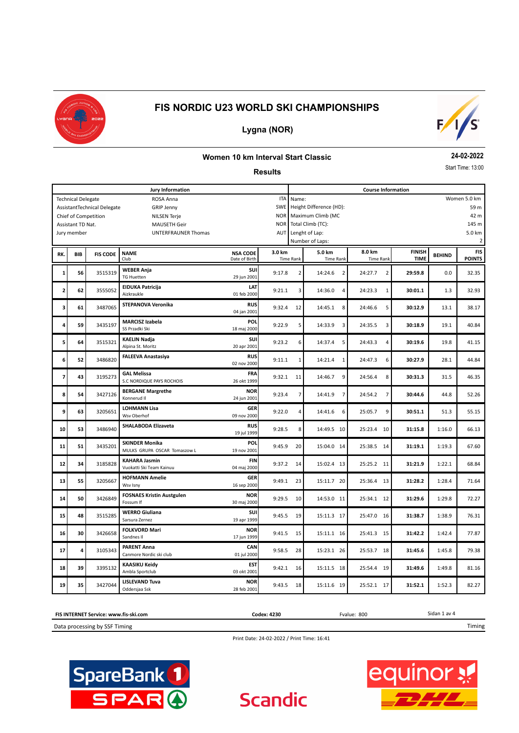# FIS NORDIC U23 WORLD SKI CHAMPIONSHIPS

## Lygna (NOR)

### Women 10 km Interval Start Classic

**24-02-2022**

Start Time: 13:00

### Results

| Jury Information | | | Course Information | |
|---|---|---|---|---|
| Technical Delegate | ROSA Anna | ITA | Name: | Women 5.0 km |
| AssistantTechnical Delegate | GRIP Jenny | SWE | Height Difference (HD): | 59 m |
| Chief of Competition | NILSEN Terje | NOR | Maximum Climb (MC | 42 m |
| Assistant TD Nat. | MAUSETH Geir | NOR | Total Climb (TC): | 145 m |
| Jury member | UNTERFRAUNER Thomas | AUT | Lenght of Lap: | 5.0 km |
| | | | Number of Laps: | 2 |

| RK. | BIB | FIS CODE | NAME / Club | NSA CODE / Date of Birth | 3.0 km Time | Rank | 5.0 km Time | Rank | 8.0 km Time | Rank | FINISH TIME | BEHIND | FIS POINTS |
|---|---|---|---|---|---|---|---|---|---|---|---|---|---|
| 1 | 56 | 3515319 | **WEBER Anja** TG Huetten | **SUI** 29 jun 2001 | 9:17.8 | 2 | 14:24.6 | 2 | 24:27.7 | 2 | **29:59.8** | 0.0 | 32.35 |
| 2 | 62 | 3555052 | **EIDUKA Patricija** Aizkraukle | **LAT** 01 feb 2000 | 9:21.1 | 3 | 14:36.0 | 4 | 24:23.3 | 1 | **30:01.1** | 1.3 | 32.93 |
| 3 | 61 | 3487065 | **STEPANOVA Veronika** | **RUS** 04 jan 2001 | 9:32.4 | 12 | 14:45.1 | 8 | 24:46.6 | 5 | **30:12.9** | 13.1 | 38.17 |
| 4 | 59 | 3435197 | **MARCISZ Izabela** SS Przadki Ski | **POL** 18 maj 2000 | 9:22.9 | 5 | 14:33.9 | 3 | 24:35.5 | 3 | **30:18.9** | 19.1 | 40.84 |
| 5 | 64 | 3515321 | **KAELIN Nadja** Alpina St. Moritz | **SUI** 20 apr 2001 | 9:23.2 | 6 | 14:37.4 | 5 | 24:43.3 | 4 | **30:19.6** | 19.8 | 41.15 |
| 6 | 52 | 3486820 | **FALEEVA Anastasiya** | **RUS** 02 nov 2000 | 9:11.1 | 1 | 14:21.4 | 1 | 24:47.3 | 6 | **30:27.9** | 28.1 | 44.84 |
| 7 | 43 | 3195273 | **GAL Melissa** S.C NORDIQUE PAYS ROCHOIS | **FRA** 26 okt 1999 | 9:32.1 | 11 | 14:46.7 | 9 | 24:56.4 | 8 | **30:31.3** | 31.5 | 46.35 |
| 8 | 54 | 3427126 | **BERGANE Margrethe** Konnerud Il | **NOR** 24 jun 2001 | 9:23.4 | 7 | 14:41.9 | 7 | 24:54.2 | 7 | **30:44.6** | 44.8 | 52.26 |
| 9 | 63 | 3205651 | **LOHMANN Lisa** Wsv Oberhof | **GER** 09 nov 2000 | 9:22.0 | 4 | 14:41.6 | 6 | 25:05.7 | 9 | **30:51.1** | 51.3 | 55.15 |
| 10 | 53 | 3486940 | **SHALABODA Elizaveta** | **RUS** 19 jul 1999 | 9:28.5 | 8 | 14:49.5 | 10 | 25:23.4 | 10 | **31:15.8** | 1:16.0 | 66.13 |
| 11 | 51 | 3435201 | **SKINDER Monika** MULKS GRUPA OSCAR Tomaszow L | **POL** 19 nov 2001 | 9:45.9 | 20 | 15:04.0 | 14 | 25:38.5 | 14 | **31:19.1** | 1:19.3 | 67.60 |
| 12 | 34 | 3185828 | **KAHARA Jasmin** Vuokatti Ski Team Kainuu | **FIN** 04 maj 2000 | 9:37.2 | 14 | 15:02.4 | 13 | 25:25.2 | 11 | **31:21.9** | 1:22.1 | 68.84 |
| 13 | 55 | 3205667 | **HOFMANN Amelie** Wsv Isny | **GER** 16 sep 2000 | 9:49.1 | 23 | 15:11.7 | 20 | 25:36.4 | 13 | **31:28.2** | 1:28.4 | 71.64 |
| 14 | 50 | 3426849 | **FOSNAES Kristin Austgulen** Fossum If | **NOR** 30 maj 2000 | 9:29.5 | 10 | 14:53.0 | 11 | 25:34.1 | 12 | **31:29.6** | 1:29.8 | 72.27 |
| 15 | 48 | 3515285 | **WERRO Giuliana** Sarsura Zernez | **SUI** 19 apr 1999 | 9:45.5 | 19 | 15:11.3 | 17 | 25:47.0 | 16 | **31:38.7** | 1:38.9 | 76.31 |
| 16 | 30 | 3426658 | **FOLKVORD Mari** Sandnes Il | **NOR** 17 jun 1999 | 9:41.5 | 15 | 15:11.1 | 16 | 25:41.3 | 15 | **31:42.2** | 1:42.4 | 77.87 |
| 17 | 4 | 3105343 | **PARENT Anna** Canmore Nordic ski club | **CAN** 01 jul 2000 | 9:58.5 | 28 | 15:23.1 | 26 | 25:53.7 | 18 | **31:45.6** | 1:45.8 | 79.38 |
| 18 | 39 | 3395132 | **KAASIKU Keidy** Ambla Sportclub | **EST** 03 okt 2001 | 9:42.1 | 16 | 15:11.5 | 18 | 25:54.4 | 19 | **31:49.6** | 1:49.8 | 81.16 |
| 19 | 35 | 3427044 | **LISLEVAND Tuva** Oddersjaa Ssk | **NOR** 28 feb 2001 | 9:43.5 | 18 | 15:11.6 | 19 | 25:52.1 | 17 | **31:52.1** | 1:52.3 | 82.27 |

**FIS INTERNET Service: www.fis-ski.com** **Codex: 4230** Fvalue: 800

Data processing by SSF Timing — Timing

Print Date: 24-02-2022 / Print Time: 16:41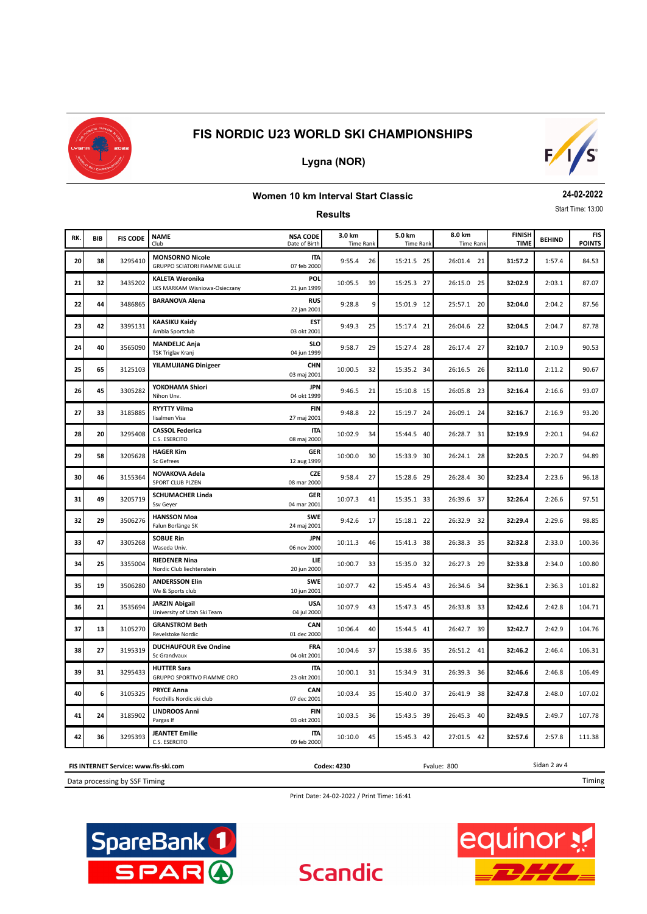# FIS NORDIC U23 WORLD SKI CHAMPIONSHIPS

**Lygna (NOR)**

**Women 10 km Interval Start Classic**

**24-02-2022**

Start Time: 13:00

**Results**

| RK. | BIB | FIS CODE | NAME<br>Club | NSA CODE<br>Date of Birth | 3.0 km<br>Time Rank | 5.0 km<br>Time Rank | 8.0 km<br>Time Rank | FINISH TIME | BEHIND | FIS POINTS |
|---|---|---|---|---|---|---|---|---|---|---|
| 20 | 38 | 3295410 | **MONSORNO Nicole**<br>GRUPPO SCIATORI FIAMME GIALLE | **ITA**<br>07 feb 2000 | 9:55.4 26 | 15:21.5 25 | 26:01.4 21 | **31:57.2** | 1:57.4 | 84.53 |
| 21 | 32 | 3435202 | **KALETA Weronika**<br>LKS MARKAM Wisniowa-Osieczany | **POL**<br>21 jun 1999 | 10:05.5 39 | 15:25.3 27 | 26:15.0 25 | **32:02.9** | 2:03.1 | 87.07 |
| 22 | 44 | 3486865 | **BARANOVA Alena** | **RUS**<br>22 jan 2001 | 9:28.8 9 | 15:01.9 12 | 25:57.1 20 | **32:04.0** | 2:04.2 | 87.56 |
| 23 | 42 | 3395131 | **KAASIKU Kaidy**<br>Ambla Sportclub | **EST**<br>03 okt 2001 | 9:49.3 25 | 15:17.4 21 | 26:04.6 22 | **32:04.5** | 2:04.7 | 87.78 |
| 24 | 40 | 3565090 | **MANDELJC Anja**<br>TSK Triglav Kranj | **SLO**<br>04 jun 1999 | 9:58.7 29 | 15:27.4 28 | 26:17.4 27 | **32:10.7** | 2:10.9 | 90.53 |
| 25 | 65 | 3125103 | **YILAMUJIANG Dinigeer** | **CHN**<br>03 maj 2001 | 10:00.5 32 | 15:35.2 34 | 26:16.5 26 | **32:11.0** | 2:11.2 | 90.67 |
| 26 | 45 | 3305282 | **YOKOHAMA Shiori**<br>Nihon Unv. | **JPN**<br>04 okt 1999 | 9:46.5 21 | 15:10.8 15 | 26:05.8 23 | **32:16.4** | 2:16.6 | 93.07 |
| 27 | 33 | 3185885 | **RYYTTY Vilma**<br>Iisalmen Visa | **FIN**<br>27 maj 2001 | 9:48.8 22 | 15:19.7 24 | 26:09.1 24 | **32:16.7** | 2:16.9 | 93.20 |
| 28 | 20 | 3295408 | **CASSOL Federica**<br>C.S. ESERCITO | **ITA**<br>08 maj 2000 | 10:02.9 34 | 15:44.5 40 | 26:28.7 31 | **32:19.9** | 2:20.1 | 94.62 |
| 29 | 58 | 3205628 | **HAGER Kim**<br>Sc Gefrees | **GER**<br>12 aug 1999 | 10:00.0 30 | 15:33.9 30 | 26:24.1 28 | **32:20.5** | 2:20.7 | 94.89 |
| 30 | 46 | 3155364 | **NOVAKOVA Adela**<br>SPORT CLUB PLZEN | **CZE**<br>08 mar 2000 | 9:58.4 27 | 15:28.6 29 | 26:28.4 30 | **32:23.4** | 2:23.6 | 96.18 |
| 31 | 49 | 3205719 | **SCHUMACHER Linda**<br>Ssv Geyer | **GER**<br>04 mar 2001 | 10:07.3 41 | 15:35.1 33 | 26:39.6 37 | **32:26.4** | 2:26.6 | 97.51 |
| 32 | 29 | 3506276 | **HANSSON Moa**<br>Falun Borlänge SK | **SWE**<br>24 maj 2001 | 9:42.6 17 | 15:18.1 22 | 26:32.9 32 | **32:29.4** | 2:29.6 | 98.85 |
| 33 | 47 | 3305268 | **SOBUE Rin**<br>Waseda Univ. | **JPN**<br>06 nov 2000 | 10:11.3 46 | 15:41.3 38 | 26:38.3 35 | **32:32.8** | 2:33.0 | 100.36 |
| 34 | 25 | 3355004 | **RIEDENER Nina**<br>Nordic Club liechtenstein | **LIE**<br>20 jun 2000 | 10:00.7 33 | 15:35.0 32 | 26:27.3 29 | **32:33.8** | 2:34.0 | 100.80 |
| 35 | 19 | 3506280 | **ANDERSSON Elin**<br>We & Sports club | **SWE**<br>10 jun 2001 | 10:07.7 42 | 15:45.4 43 | 26:34.6 34 | **32:36.1** | 2:36.3 | 101.82 |
| 36 | 21 | 3535694 | **JARZIN Abigail**<br>University of Utah Ski Team | **USA**<br>04 jul 2000 | 10:07.9 43 | 15:47.3 45 | 26:33.8 33 | **32:42.6** | 2:42.8 | 104.71 |
| 37 | 13 | 3105270 | **GRANSTROM Beth**<br>Revelstoke Nordic | **CAN**<br>01 dec 2000 | 10:06.4 40 | 15:44.5 41 | 26:42.7 39 | **32:42.7** | 2:42.9 | 104.76 |
| 38 | 27 | 3195319 | **DUCHAUFOUR Eve Ondine**<br>Sc Grandvaux | **FRA**<br>04 okt 2001 | 10:04.6 37 | 15:38.6 35 | 26:51.2 41 | **32:46.2** | 2:46.4 | 106.31 |
| 39 | 31 | 3295433 | **HUTTER Sara**<br>GRUPPO SPORTIVO FIAMME ORO | **ITA**<br>23 okt 2001 | 10:00.1 31 | 15:34.9 31 | 26:39.3 36 | **32:46.6** | 2:46.8 | 106.49 |
| 40 | 6 | 3105325 | **PRYCE Anna**<br>Foothills Nordic ski club | **CAN**<br>07 dec 2001 | 10:03.4 35 | 15:40.0 37 | 26:41.9 38 | **32:47.8** | 2:48.0 | 107.02 |
| 41 | 24 | 3185902 | **LINDROOS Anni**<br>Pargas If | **FIN**<br>03 okt 2001 | 10:03.5 36 | 15:43.5 39 | 26:45.3 40 | **32:49.5** | 2:49.7 | 107.78 |
| 42 | 36 | 3295393 | **JEANTET Emilie**<br>C.S. ESERCITO | **ITA**<br>09 feb 2000 | 10:10.0 45 | 15:45.3 42 | 27:01.5 42 | **32:57.6** | 2:57.8 | 111.38 |

**FIS INTERNET Service: www.fis-ski.com** **Codex: 4230** Fvalue: 800

Data processing by SSF Timing — Timing

Print Date: 24-02-2022 / Print Time: 16:41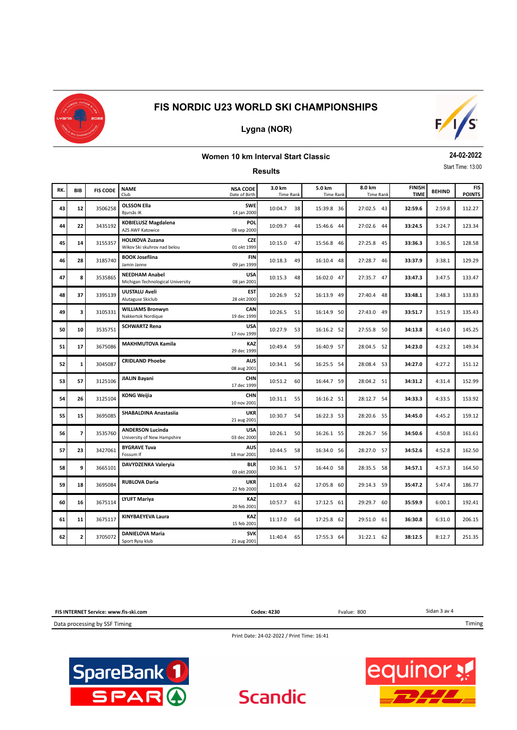# FIS NORDIC U23 WORLD SKI CHAMPIONSHIPS

## Lygna (NOR)

### Women 10 km Interval Start Classic

**24-02-2022**

Start Time: 13:00

**Results**

| RK. | BIB | FIS CODE | NAME<br>Club | NSA CODE<br>Date of Birth | 3.0 km<br>Time Rank | 5.0 km<br>Time Rank | 8.0 km<br>Time Rank | FINISH TIME | BEHIND | FIS POINTS |
|---|---|---|---|---|---|---|---|---|---|---|
| 43 | 12 | 3506258 | **OLSSON Ella**<br>Bjursås IK | **SWE**<br>14 jan 2000 | 10:04.7 38 | 15:39.8 36 | 27:02.5 43 | **32:59.6** | 2:59.8 | 112.27 |
| 44 | 22 | 3435192 | **KOBIELUSZ Magdalena**<br>AZS AWF Katowice | **POL**<br>08 sep 2000 | 10:09.7 44 | 15:46.6 44 | 27:02.6 44 | **33:24.5** | 3:24.7 | 123.34 |
| 45 | 14 | 3155357 | **HOLIKOVA Zuzana**<br>Wikov Ski skuhrov nad belou | **CZE**<br>01 okt 1999 | 10:15.0 47 | 15:56.8 46 | 27:25.8 45 | **33:36.3** | 3:36.5 | 128.58 |
| 46 | 28 | 3185740 | **BOOK Josefiina**<br>Jamin Janne | **FIN**<br>09 jan 1999 | 10:18.3 49 | 16:10.4 48 | 27:28.7 46 | **33:37.9** | 3:38.1 | 129.29 |
| 47 | 8 | 3535865 | **NEEDHAM Anabel**<br>Michigan Technological University | **USA**<br>08 jan 2001 | 10:15.3 48 | 16:02.0 47 | 27:35.7 47 | **33:47.3** | 3:47.5 | 133.47 |
| 48 | 37 | 3395139 | **UUSTALU Aveli**<br>Alutaguse Skiclub | **EST**<br>28 okt 2000 | 10:26.9 52 | 16:13.9 49 | 27:40.4 48 | **33:48.1** | 3:48.3 | 133.83 |
| 49 | 3 | 3105331 | **WILLIAMS Bronwyn**<br>Nakkertok Nordique | **CAN**<br>19 dec 1999 | 10:26.5 51 | 16:14.9 50 | 27:43.0 49 | **33:51.7** | 3:51.9 | 135.43 |
| 50 | 10 | 3535751 | **SCHWARTZ Rena** | **USA**<br>17 nov 1999 | 10:27.9 53 | 16:16.2 52 | 27:55.8 50 | **34:13.8** | 4:14.0 | 145.25 |
| 51 | 17 | 3675086 | **MAKHMUTOVA Kamila** | **KAZ**<br>29 dec 1999 | 10:49.4 59 | 16:40.9 57 | 28:04.5 52 | **34:23.0** | 4:23.2 | 149.34 |
| 52 | 1 | 3045087 | **CRIDLAND Phoebe** | **AUS**<br>08 aug 2001 | 10:34.1 56 | 16:25.5 54 | 28:08.4 53 | **34:27.0** | 4:27.2 | 151.12 |
| 53 | 57 | 3125106 | **JIALIN Bayani** | **CHN**<br>17 dec 1999 | 10:51.2 60 | 16:44.7 59 | 28:04.2 51 | **34:31.2** | 4:31.4 | 152.99 |
| 54 | 26 | 3125104 | **KONG Weijia** | **CHN**<br>10 nov 2001 | 10:31.1 55 | 16:16.2 51 | 28:12.7 54 | **34:33.3** | 4:33.5 | 153.92 |
| 55 | 15 | 3695085 | **SHABALDINA Anastasiia** | **UKR**<br>21 aug 2001 | 10:30.7 54 | 16:22.3 53 | 28:20.6 55 | **34:45.0** | 4:45.2 | 159.12 |
| 56 | 7 | 3535760 | **ANDERSON Lucinda**<br>University of New Hampshire | **USA**<br>03 dec 2000 | 10:26.1 50 | 16:26.1 55 | 28:26.7 56 | **34:50.6** | 4:50.8 | 161.61 |
| 57 | 23 | 3427061 | **BYGRAVE Tuva**<br>Fossum If | **AUS**<br>18 mar 2001 | 10:44.5 58 | 16:34.0 56 | 28:27.0 57 | **34:52.6** | 4:52.8 | 162.50 |
| 58 | 9 | 3665101 | **DAVYDZENKA Valeryia** | **BLR**<br>03 okt 2000 | 10:36.1 57 | 16:44.0 58 | 28:35.5 58 | **34:57.1** | 4:57.3 | 164.50 |
| 59 | 18 | 3695084 | **RUBLOVA Daria** | **UKR**<br>22 feb 2000 | 11:03.4 62 | 17:05.8 60 | 29:14.3 59 | **35:47.2** | 5:47.4 | 186.77 |
| 60 | 16 | 3675114 | **LYUFT Mariya** | **KAZ**<br>20 feb 2001 | 10:57.7 61 | 17:12.5 61 | 29:29.7 60 | **35:59.9** | 6:00.1 | 192.41 |
| 61 | 11 | 3675117 | **KINYBAEYEVA Laura** | **KAZ**<br>15 feb 2001 | 11:17.0 64 | 17:25.8 62 | 29:51.0 61 | **36:30.8** | 6:31.0 | 206.15 |
| 62 | 2 | 3705072 | **DANIELOVA Maria**<br>Sport Rysy klub | **SVK**<br>21 aug 2001 | 11:40.4 65 | 17:55.3 64 | 31:22.1 62 | **38:12.5** | 8:12.7 | 251.35 |

**FIS INTERNET Service: www.fis-ski.com** | **Codex: 4230** | Fvalue: 800

Data processing by SSF Timing

Print Date: 24-02-2022 / Print Time: 16:41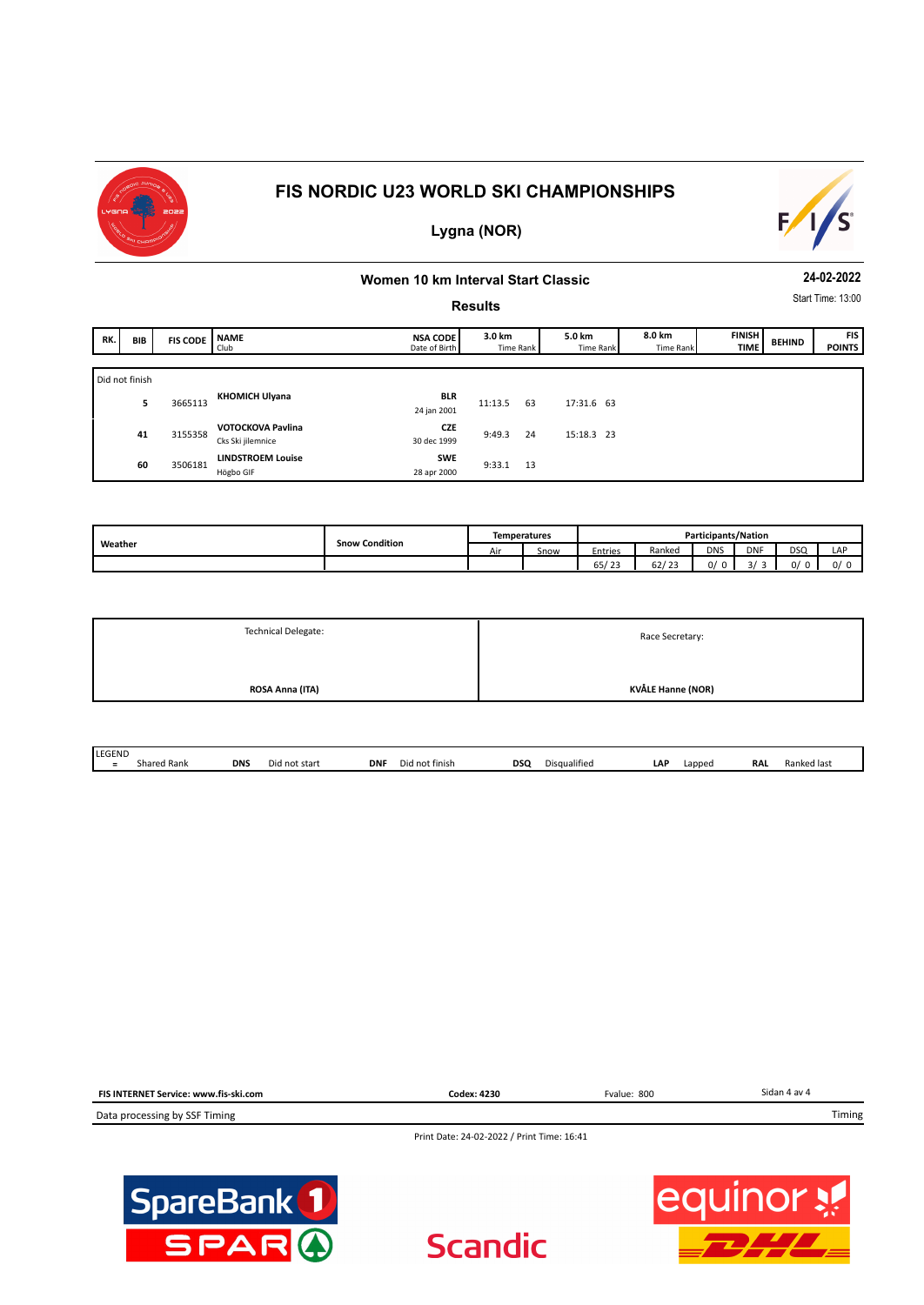# FIS NORDIC U23 WORLD SKI CHAMPIONSHIPS

## Lygna (NOR)

### Women 10 km Interval Start Classic

**24-02-2022**

Start Time: 13:00

### Results

| RK. | BIB | FIS CODE | NAME<br>Club | NSA CODE<br>Date of Birth | 3.0 km<br>Time Rank | 5.0 km<br>Time Rank | 8.0 km<br>Time Rank | FINISH TIME | BEHIND | FIS POINTS |
|---|---|---|---|---|---|---|---|---|---|---|
| Did not finish | | | | | | | | | | |
| | 5 | 3665113 | **KHOMICH Ulyana** | **BLR**<br>24 jan 2001 | 11:13.5 63 | 17:31.6 63 | | | | |
| | 41 | 3155358 | **VOTOCKOVA Pavlina**<br>Cks Ski jilemnice | **CZE**<br>30 dec 1999 | 9:49.3 24 | 15:18.3 23 | | | | |
| | 60 | 3506181 | **LINDSTROEM Louise**<br>Högbo GIF | **SWE**<br>28 apr 2000 | 9:33.1 13 | | | | | |

| Weather | Snow Condition | Temperatures | | Participants/Nation | | | | | |
|---|---|---|---|---|---|---|---|---|---|
| | | Air | Snow | Entries | Ranked | DNS | DNF | DSQ | LAP |
| | | | | 65/ 23 | 62/ 23 | 0/ 0 | 3/ 3 | 0/ 0 | 0/ 0 |

| Technical Delegate: | Race Secretary: |
|---|---|
| **ROSA Anna (ITA)** | **KVÅLE Hanne (NOR)** |

LEGEND

| | | | | | | | | | | | |
|---|---|---|---|---|---|---|---|---|---|---|---|
| = | Shared Rank | **DNS** | Did not start | **DNF** | Did not finish | **DSQ** | Disqualified | **LAP** | Lapped | **RAL** | Ranked last |

**FIS INTERNET Service: www.fis-ski.com** **Codex: 4230** Fvalue: 800

Data processing by SSF Timing

Print Date: 24-02-2022 / Print Time: 16:41